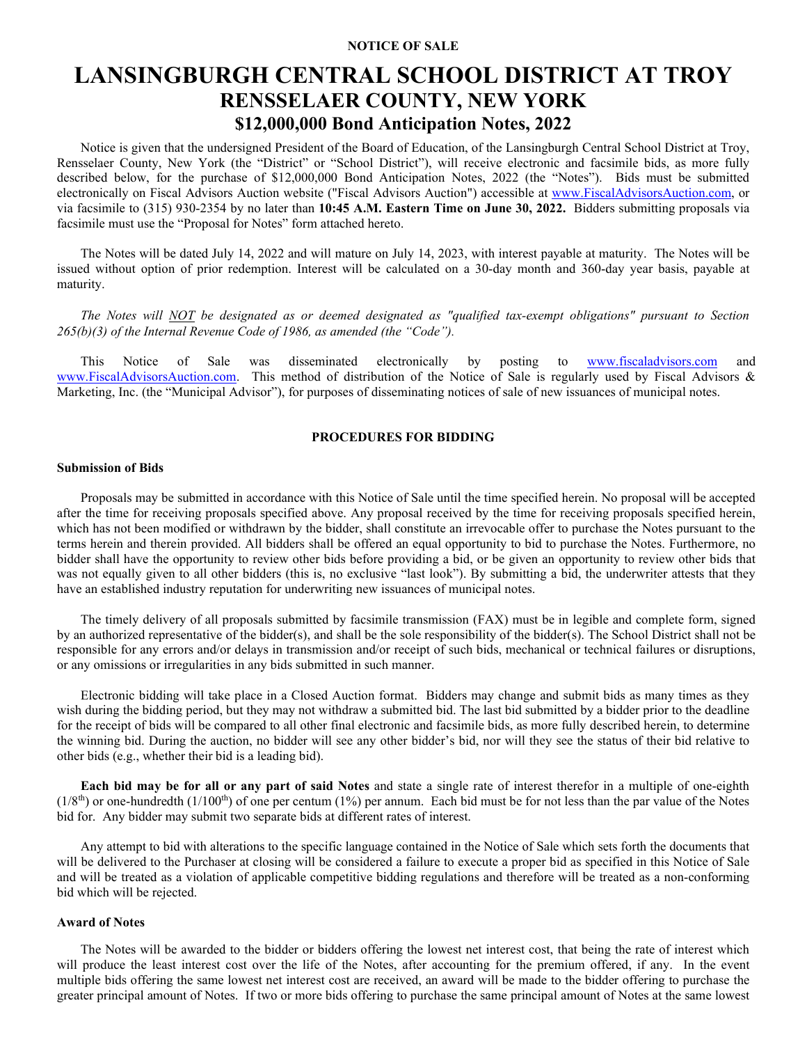NOTICE OF SALE

# LANSINGBURGH CENTRAL SCHOOL DISTRICT AT TROY
## RENSSELAER COUNTY, NEW YORK
### $12,000,000 Bond Anticipation Notes, 2022

Notice is given that the undersigned President of the Board of Education, of the Lansingburgh Central School District at Troy, Rensselaer County, New York (the "District" or "School District"), will receive electronic and facsimile bids, as more fully described below, for the purchase of $12,000,000 Bond Anticipation Notes, 2022 (the "Notes"). Bids must be submitted electronically on Fiscal Advisors Auction website ("Fiscal Advisors Auction") accessible at www.FiscalAdvisorsAuction.com, or via facsimile to (315) 930-2354 by no later than **10:45 A.M. Eastern Time on June 30, 2022.** Bidders submitting proposals via facsimile must use the "Proposal for Notes" form attached hereto.

The Notes will be dated July 14, 2022 and will mature on July 14, 2023, with interest payable at maturity. The Notes will be issued without option of prior redemption. Interest will be calculated on a 30-day month and 360-day year basis, payable at maturity.

*The Notes will NOT be designated as or deemed designated as "qualified tax-exempt obligations" pursuant to Section 265(b)(3) of the Internal Revenue Code of 1986, as amended (the "Code").*

This Notice of Sale was disseminated electronically by posting to www.fiscaladvisors.com and www.FiscalAdvisorsAuction.com. This method of distribution of the Notice of Sale is regularly used by Fiscal Advisors & Marketing, Inc. (the "Municipal Advisor"), for purposes of disseminating notices of sale of new issuances of municipal notes.

**PROCEDURES FOR BIDDING**

**Submission of Bids**

Proposals may be submitted in accordance with this Notice of Sale until the time specified herein. No proposal will be accepted after the time for receiving proposals specified above. Any proposal received by the time for receiving proposals specified herein, which has not been modified or withdrawn by the bidder, shall constitute an irrevocable offer to purchase the Notes pursuant to the terms herein and therein provided. All bidders shall be offered an equal opportunity to bid to purchase the Notes. Furthermore, no bidder shall have the opportunity to review other bids before providing a bid, or be given an opportunity to review other bids that was not equally given to all other bidders (this is, no exclusive "last look"). By submitting a bid, the underwriter attests that they have an established industry reputation for underwriting new issuances of municipal notes.

The timely delivery of all proposals submitted by facsimile transmission (FAX) must be in legible and complete form, signed by an authorized representative of the bidder(s), and shall be the sole responsibility of the bidder(s). The School District shall not be responsible for any errors and/or delays in transmission and/or receipt of such bids, mechanical or technical failures or disruptions, or any omissions or irregularities in any bids submitted in such manner.

Electronic bidding will take place in a Closed Auction format. Bidders may change and submit bids as many times as they wish during the bidding period, but they may not withdraw a submitted bid. The last bid submitted by a bidder prior to the deadline for the receipt of bids will be compared to all other final electronic and facsimile bids, as more fully described herein, to determine the winning bid. During the auction, no bidder will see any other bidder's bid, nor will they see the status of their bid relative to other bids (e.g., whether their bid is a leading bid).

**Each bid may be for all or any part of said Notes** and state a single rate of interest therefor in a multiple of one-eighth (1/8th) or one-hundredth (1/100th) of one per centum (1%) per annum. Each bid must be for not less than the par value of the Notes bid for. Any bidder may submit two separate bids at different rates of interest.

Any attempt to bid with alterations to the specific language contained in the Notice of Sale which sets forth the documents that will be delivered to the Purchaser at closing will be considered a failure to execute a proper bid as specified in this Notice of Sale and will be treated as a violation of applicable competitive bidding regulations and therefore will be treated as a non-conforming bid which will be rejected.

**Award of Notes**

The Notes will be awarded to the bidder or bidders offering the lowest net interest cost, that being the rate of interest which will produce the least interest cost over the life of the Notes, after accounting for the premium offered, if any. In the event multiple bids offering the same lowest net interest cost are received, an award will be made to the bidder offering to purchase the greater principal amount of Notes. If two or more bids offering to purchase the same principal amount of Notes at the same lowest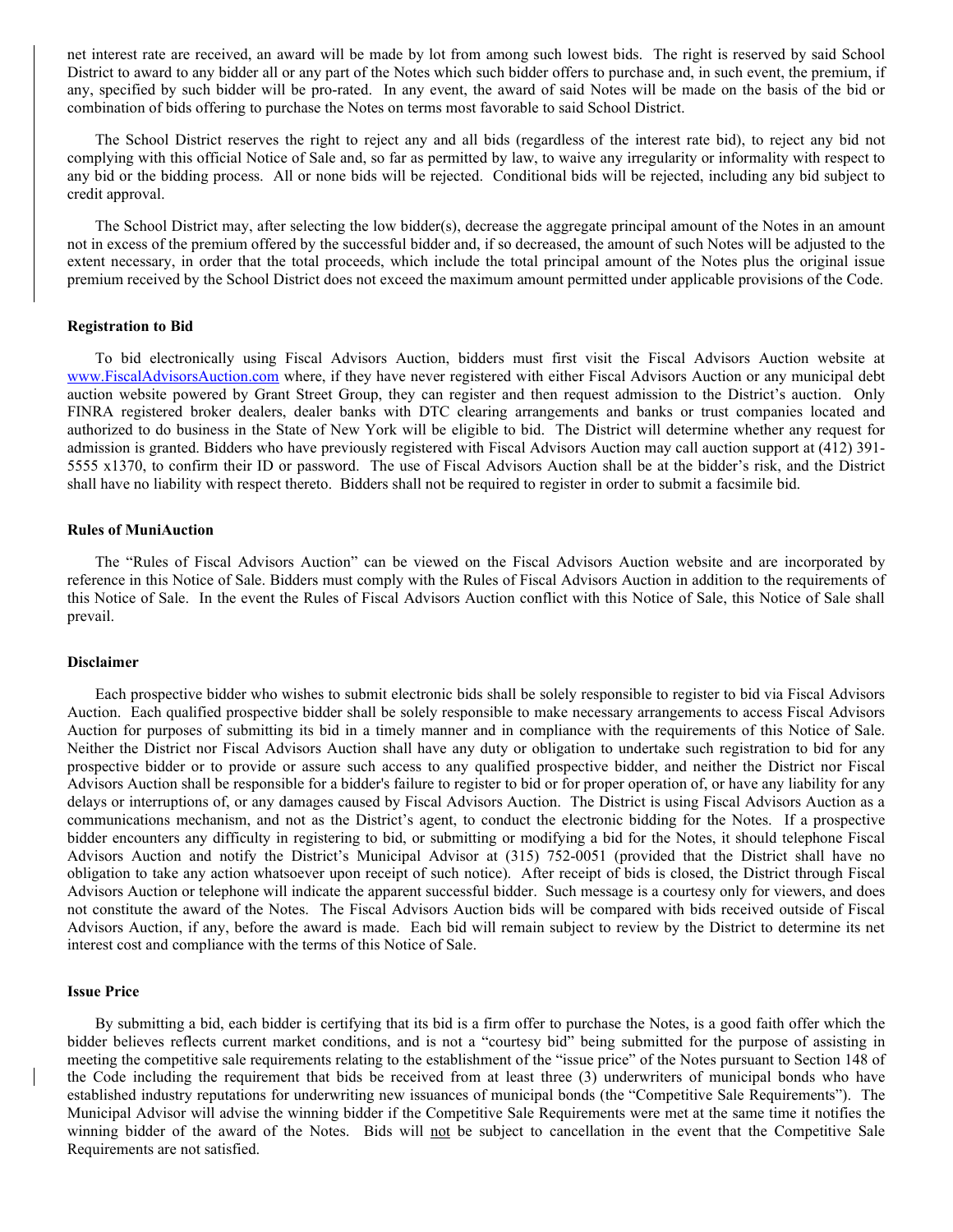net interest rate are received, an award will be made by lot from among such lowest bids. The right is reserved by said School District to award to any bidder all or any part of the Notes which such bidder offers to purchase and, in such event, the premium, if any, specified by such bidder will be pro-rated. In any event, the award of said Notes will be made on the basis of the bid or combination of bids offering to purchase the Notes on terms most favorable to said School District.

The School District reserves the right to reject any and all bids (regardless of the interest rate bid), to reject any bid not complying with this official Notice of Sale and, so far as permitted by law, to waive any irregularity or informality with respect to any bid or the bidding process. All or none bids will be rejected. Conditional bids will be rejected, including any bid subject to credit approval.

The School District may, after selecting the low bidder(s), decrease the aggregate principal amount of the Notes in an amount not in excess of the premium offered by the successful bidder and, if so decreased, the amount of such Notes will be adjusted to the extent necessary, in order that the total proceeds, which include the total principal amount of the Notes plus the original issue premium received by the School District does not exceed the maximum amount permitted under applicable provisions of the Code.

**Registration to Bid**

To bid electronically using Fiscal Advisors Auction, bidders must first visit the Fiscal Advisors Auction website at www.FiscalAdvisorsAuction.com where, if they have never registered with either Fiscal Advisors Auction or any municipal debt auction website powered by Grant Street Group, they can register and then request admission to the District's auction. Only FINRA registered broker dealers, dealer banks with DTC clearing arrangements and banks or trust companies located and authorized to do business in the State of New York will be eligible to bid. The District will determine whether any request for admission is granted. Bidders who have previously registered with Fiscal Advisors Auction may call auction support at (412) 391-5555 x1370, to confirm their ID or password. The use of Fiscal Advisors Auction shall be at the bidder's risk, and the District shall have no liability with respect thereto. Bidders shall not be required to register in order to submit a facsimile bid.

**Rules of MuniAuction**

The "Rules of Fiscal Advisors Auction" can be viewed on the Fiscal Advisors Auction website and are incorporated by reference in this Notice of Sale. Bidders must comply with the Rules of Fiscal Advisors Auction in addition to the requirements of this Notice of Sale. In the event the Rules of Fiscal Advisors Auction conflict with this Notice of Sale, this Notice of Sale shall prevail.

**Disclaimer**

Each prospective bidder who wishes to submit electronic bids shall be solely responsible to register to bid via Fiscal Advisors Auction. Each qualified prospective bidder shall be solely responsible to make necessary arrangements to access Fiscal Advisors Auction for purposes of submitting its bid in a timely manner and in compliance with the requirements of this Notice of Sale. Neither the District nor Fiscal Advisors Auction shall have any duty or obligation to undertake such registration to bid for any prospective bidder or to provide or assure such access to any qualified prospective bidder, and neither the District nor Fiscal Advisors Auction shall be responsible for a bidder's failure to register to bid or for proper operation of, or have any liability for any delays or interruptions of, or any damages caused by Fiscal Advisors Auction. The District is using Fiscal Advisors Auction as a communications mechanism, and not as the District's agent, to conduct the electronic bidding for the Notes. If a prospective bidder encounters any difficulty in registering to bid, or submitting or modifying a bid for the Notes, it should telephone Fiscal Advisors Auction and notify the District's Municipal Advisor at (315) 752-0051 (provided that the District shall have no obligation to take any action whatsoever upon receipt of such notice). After receipt of bids is closed, the District through Fiscal Advisors Auction or telephone will indicate the apparent successful bidder. Such message is a courtesy only for viewers, and does not constitute the award of the Notes. The Fiscal Advisors Auction bids will be compared with bids received outside of Fiscal Advisors Auction, if any, before the award is made. Each bid will remain subject to review by the District to determine its net interest cost and compliance with the terms of this Notice of Sale.

**Issue Price**

By submitting a bid, each bidder is certifying that its bid is a firm offer to purchase the Notes, is a good faith offer which the bidder believes reflects current market conditions, and is not a "courtesy bid" being submitted for the purpose of assisting in meeting the competitive sale requirements relating to the establishment of the "issue price" of the Notes pursuant to Section 148 of the Code including the requirement that bids be received from at least three (3) underwriters of municipal bonds who have established industry reputations for underwriting new issuances of municipal bonds (the "Competitive Sale Requirements"). The Municipal Advisor will advise the winning bidder if the Competitive Sale Requirements were met at the same time it notifies the winning bidder of the award of the Notes. Bids will not be subject to cancellation in the event that the Competitive Sale Requirements are not satisfied.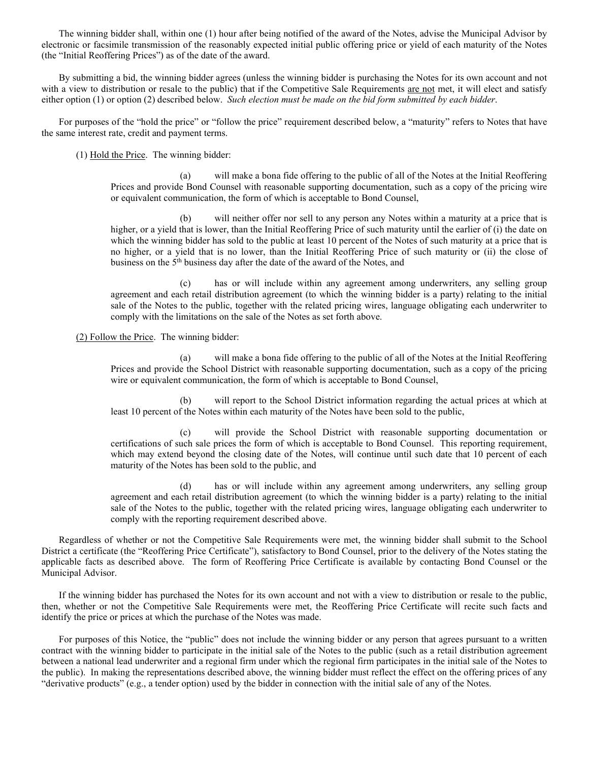The winning bidder shall, within one (1) hour after being notified of the award of the Notes, advise the Municipal Advisor by electronic or facsimile transmission of the reasonably expected initial public offering price or yield of each maturity of the Notes (the "Initial Reoffering Prices") as of the date of the award.

By submitting a bid, the winning bidder agrees (unless the winning bidder is purchasing the Notes for its own account and not with a view to distribution or resale to the public) that if the Competitive Sale Requirements are not met, it will elect and satisfy either option (1) or option (2) described below. *Such election must be made on the bid form submitted by each bidder*.

For purposes of the "hold the price" or "follow the price" requirement described below, a "maturity" refers to Notes that have the same interest rate, credit and payment terms.

(1) Hold the Price. The winning bidder:

(a) will make a bona fide offering to the public of all of the Notes at the Initial Reoffering Prices and provide Bond Counsel with reasonable supporting documentation, such as a copy of the pricing wire or equivalent communication, the form of which is acceptable to Bond Counsel,

(b) will neither offer nor sell to any person any Notes within a maturity at a price that is higher, or a yield that is lower, than the Initial Reoffering Price of such maturity until the earlier of (i) the date on which the winning bidder has sold to the public at least 10 percent of the Notes of such maturity at a price that is no higher, or a yield that is no lower, than the Initial Reoffering Price of such maturity or (ii) the close of business on the 5th business day after the date of the award of the Notes, and

(c) has or will include within any agreement among underwriters, any selling group agreement and each retail distribution agreement (to which the winning bidder is a party) relating to the initial sale of the Notes to the public, together with the related pricing wires, language obligating each underwriter to comply with the limitations on the sale of the Notes as set forth above.

(2) Follow the Price. The winning bidder:

(a) will make a bona fide offering to the public of all of the Notes at the Initial Reoffering Prices and provide the School District with reasonable supporting documentation, such as a copy of the pricing wire or equivalent communication, the form of which is acceptable to Bond Counsel,

(b) will report to the School District information regarding the actual prices at which at least 10 percent of the Notes within each maturity of the Notes have been sold to the public,

(c) will provide the School District with reasonable supporting documentation or certifications of such sale prices the form of which is acceptable to Bond Counsel. This reporting requirement, which may extend beyond the closing date of the Notes, will continue until such date that 10 percent of each maturity of the Notes has been sold to the public, and

(d) has or will include within any agreement among underwriters, any selling group agreement and each retail distribution agreement (to which the winning bidder is a party) relating to the initial sale of the Notes to the public, together with the related pricing wires, language obligating each underwriter to comply with the reporting requirement described above.

Regardless of whether or not the Competitive Sale Requirements were met, the winning bidder shall submit to the School District a certificate (the "Reoffering Price Certificate"), satisfactory to Bond Counsel, prior to the delivery of the Notes stating the applicable facts as described above. The form of Reoffering Price Certificate is available by contacting Bond Counsel or the Municipal Advisor.

If the winning bidder has purchased the Notes for its own account and not with a view to distribution or resale to the public, then, whether or not the Competitive Sale Requirements were met, the Reoffering Price Certificate will recite such facts and identify the price or prices at which the purchase of the Notes was made.

For purposes of this Notice, the "public" does not include the winning bidder or any person that agrees pursuant to a written contract with the winning bidder to participate in the initial sale of the Notes to the public (such as a retail distribution agreement between a national lead underwriter and a regional firm under which the regional firm participates in the initial sale of the Notes to the public). In making the representations described above, the winning bidder must reflect the effect on the offering prices of any "derivative products" (e.g., a tender option) used by the bidder in connection with the initial sale of any of the Notes.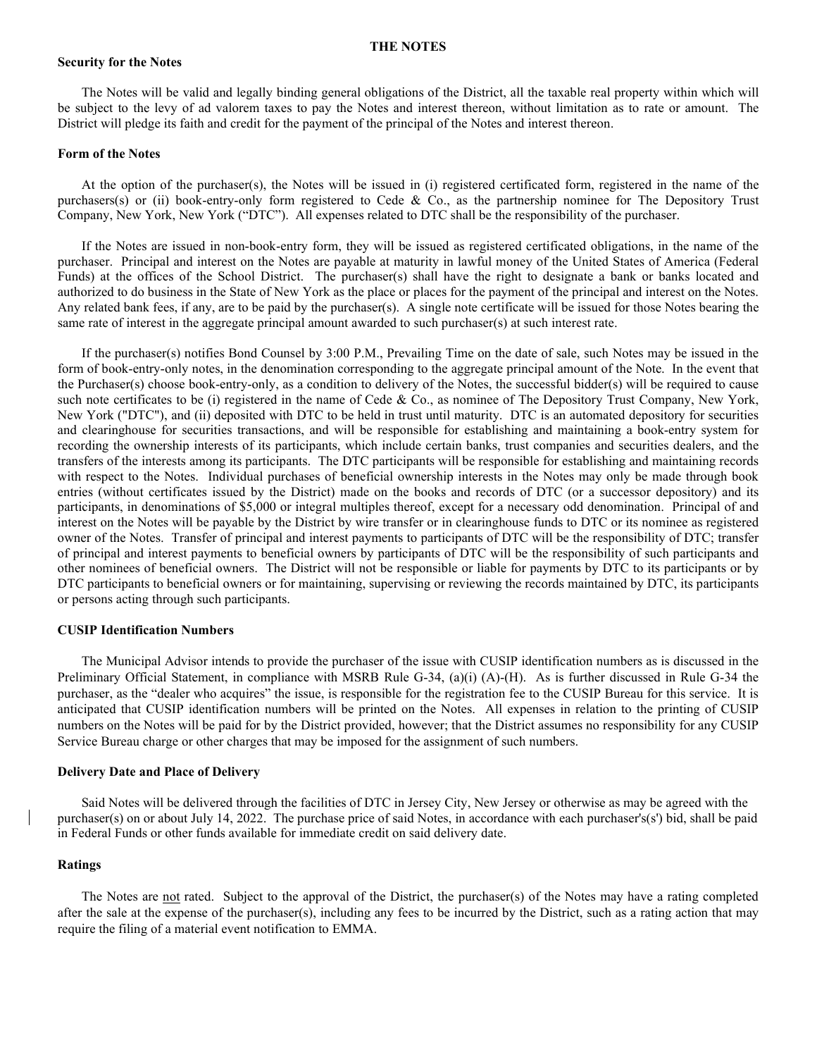## THE NOTES

### Security for the Notes

The Notes will be valid and legally binding general obligations of the District, all the taxable real property within which will be subject to the levy of ad valorem taxes to pay the Notes and interest thereon, without limitation as to rate or amount. The District will pledge its faith and credit for the payment of the principal of the Notes and interest thereon.

### Form of the Notes

At the option of the purchaser(s), the Notes will be issued in (i) registered certificated form, registered in the name of the purchasers(s) or (ii) book-entry-only form registered to Cede & Co., as the partnership nominee for The Depository Trust Company, New York, New York ("DTC"). All expenses related to DTC shall be the responsibility of the purchaser.

If the Notes are issued in non-book-entry form, they will be issued as registered certificated obligations, in the name of the purchaser. Principal and interest on the Notes are payable at maturity in lawful money of the United States of America (Federal Funds) at the offices of the School District. The purchaser(s) shall have the right to designate a bank or banks located and authorized to do business in the State of New York as the place or places for the payment of the principal and interest on the Notes. Any related bank fees, if any, are to be paid by the purchaser(s). A single note certificate will be issued for those Notes bearing the same rate of interest in the aggregate principal amount awarded to such purchaser(s) at such interest rate.

If the purchaser(s) notifies Bond Counsel by 3:00 P.M., Prevailing Time on the date of sale, such Notes may be issued in the form of book-entry-only notes, in the denomination corresponding to the aggregate principal amount of the Note. In the event that the Purchaser(s) choose book-entry-only, as a condition to delivery of the Notes, the successful bidder(s) will be required to cause such note certificates to be (i) registered in the name of Cede & Co., as nominee of The Depository Trust Company, New York, New York ("DTC"), and (ii) deposited with DTC to be held in trust until maturity. DTC is an automated depository for securities and clearinghouse for securities transactions, and will be responsible for establishing and maintaining a book-entry system for recording the ownership interests of its participants, which include certain banks, trust companies and securities dealers, and the transfers of the interests among its participants. The DTC participants will be responsible for establishing and maintaining records with respect to the Notes. Individual purchases of beneficial ownership interests in the Notes may only be made through book entries (without certificates issued by the District) made on the books and records of DTC (or a successor depository) and its participants, in denominations of $5,000 or integral multiples thereof, except for a necessary odd denomination. Principal of and interest on the Notes will be payable by the District by wire transfer or in clearinghouse funds to DTC or its nominee as registered owner of the Notes. Transfer of principal and interest payments to participants of DTC will be the responsibility of DTC; transfer of principal and interest payments to beneficial owners by participants of DTC will be the responsibility of such participants and other nominees of beneficial owners. The District will not be responsible or liable for payments by DTC to its participants or by DTC participants to beneficial owners or for maintaining, supervising or reviewing the records maintained by DTC, its participants or persons acting through such participants.

### CUSIP Identification Numbers

The Municipal Advisor intends to provide the purchaser of the issue with CUSIP identification numbers as is discussed in the Preliminary Official Statement, in compliance with MSRB Rule G-34, (a)(i) (A)-(H). As is further discussed in Rule G-34 the purchaser, as the "dealer who acquires" the issue, is responsible for the registration fee to the CUSIP Bureau for this service. It is anticipated that CUSIP identification numbers will be printed on the Notes. All expenses in relation to the printing of CUSIP numbers on the Notes will be paid for by the District provided, however; that the District assumes no responsibility for any CUSIP Service Bureau charge or other charges that may be imposed for the assignment of such numbers.

### Delivery Date and Place of Delivery

Said Notes will be delivered through the facilities of DTC in Jersey City, New Jersey or otherwise as may be agreed with the purchaser(s) on or about July 14, 2022. The purchase price of said Notes, in accordance with each purchaser's(s') bid, shall be paid in Federal Funds or other funds available for immediate credit on said delivery date.

### Ratings

The Notes are not rated. Subject to the approval of the District, the purchaser(s) of the Notes may have a rating completed after the sale at the expense of the purchaser(s), including any fees to be incurred by the District, such as a rating action that may require the filing of a material event notification to EMMA.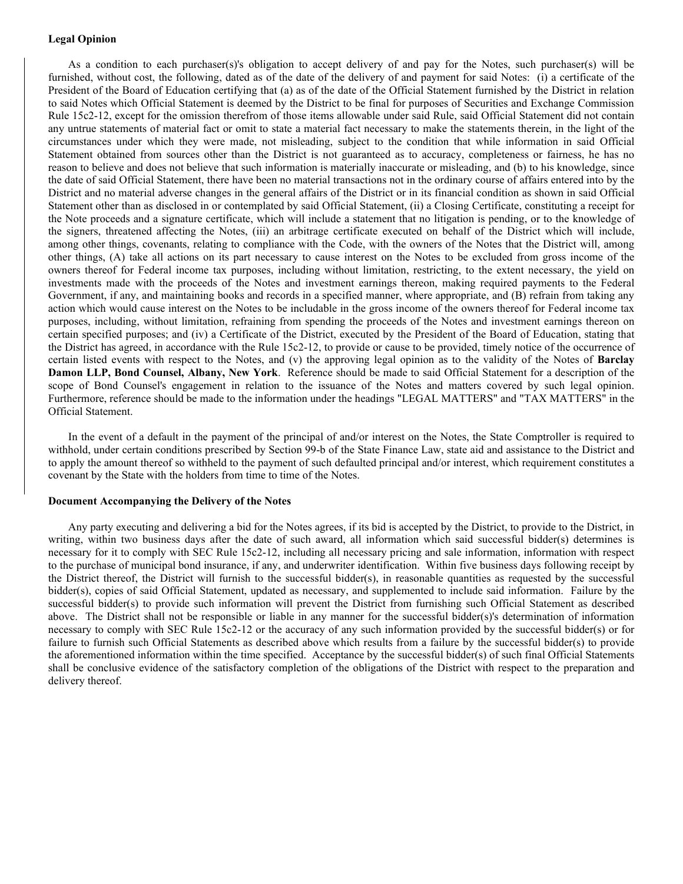**Legal Opinion**

As a condition to each purchaser(s)'s obligation to accept delivery of and pay for the Notes, such purchaser(s) will be furnished, without cost, the following, dated as of the date of the delivery of and payment for said Notes: (i) a certificate of the President of the Board of Education certifying that (a) as of the date of the Official Statement furnished by the District in relation to said Notes which Official Statement is deemed by the District to be final for purposes of Securities and Exchange Commission Rule 15c2-12, except for the omission therefrom of those items allowable under said Rule, said Official Statement did not contain any untrue statements of material fact or omit to state a material fact necessary to make the statements therein, in the light of the circumstances under which they were made, not misleading, subject to the condition that while information in said Official Statement obtained from sources other than the District is not guaranteed as to accuracy, completeness or fairness, he has no reason to believe and does not believe that such information is materially inaccurate or misleading, and (b) to his knowledge, since the date of said Official Statement, there have been no material transactions not in the ordinary course of affairs entered into by the District and no material adverse changes in the general affairs of the District or in its financial condition as shown in said Official Statement other than as disclosed in or contemplated by said Official Statement, (ii) a Closing Certificate, constituting a receipt for the Note proceeds and a signature certificate, which will include a statement that no litigation is pending, or to the knowledge of the signers, threatened affecting the Notes, (iii) an arbitrage certificate executed on behalf of the District which will include, among other things, covenants, relating to compliance with the Code, with the owners of the Notes that the District will, among other things, (A) take all actions on its part necessary to cause interest on the Notes to be excluded from gross income of the owners thereof for Federal income tax purposes, including without limitation, restricting, to the extent necessary, the yield on investments made with the proceeds of the Notes and investment earnings thereon, making required payments to the Federal Government, if any, and maintaining books and records in a specified manner, where appropriate, and (B) refrain from taking any action which would cause interest on the Notes to be includable in the gross income of the owners thereof for Federal income tax purposes, including, without limitation, refraining from spending the proceeds of the Notes and investment earnings thereon on certain specified purposes; and (iv) a Certificate of the District, executed by the President of the Board of Education, stating that the District has agreed, in accordance with the Rule 15c2-12, to provide or cause to be provided, timely notice of the occurrence of certain listed events with respect to the Notes, and (v) the approving legal opinion as to the validity of the Notes of **Barclay Damon LLP, Bond Counsel, Albany, New York**. Reference should be made to said Official Statement for a description of the scope of Bond Counsel's engagement in relation to the issuance of the Notes and matters covered by such legal opinion. Furthermore, reference should be made to the information under the headings "LEGAL MATTERS" and "TAX MATTERS" in the Official Statement.

In the event of a default in the payment of the principal of and/or interest on the Notes, the State Comptroller is required to withhold, under certain conditions prescribed by Section 99-b of the State Finance Law, state aid and assistance to the District and to apply the amount thereof so withheld to the payment of such defaulted principal and/or interest, which requirement constitutes a covenant by the State with the holders from time to time of the Notes.

**Document Accompanying the Delivery of the Notes**

Any party executing and delivering a bid for the Notes agrees, if its bid is accepted by the District, to provide to the District, in writing, within two business days after the date of such award, all information which said successful bidder(s) determines is necessary for it to comply with SEC Rule 15c2-12, including all necessary pricing and sale information, information with respect to the purchase of municipal bond insurance, if any, and underwriter identification. Within five business days following receipt by the District thereof, the District will furnish to the successful bidder(s), in reasonable quantities as requested by the successful bidder(s), copies of said Official Statement, updated as necessary, and supplemented to include said information. Failure by the successful bidder(s) to provide such information will prevent the District from furnishing such Official Statement as described above. The District shall not be responsible or liable in any manner for the successful bidder(s)'s determination of information necessary to comply with SEC Rule 15c2-12 or the accuracy of any such information provided by the successful bidder(s) or for failure to furnish such Official Statements as described above which results from a failure by the successful bidder(s) to provide the aforementioned information within the time specified. Acceptance by the successful bidder(s) of such final Official Statements shall be conclusive evidence of the satisfactory completion of the obligations of the District with respect to the preparation and delivery thereof.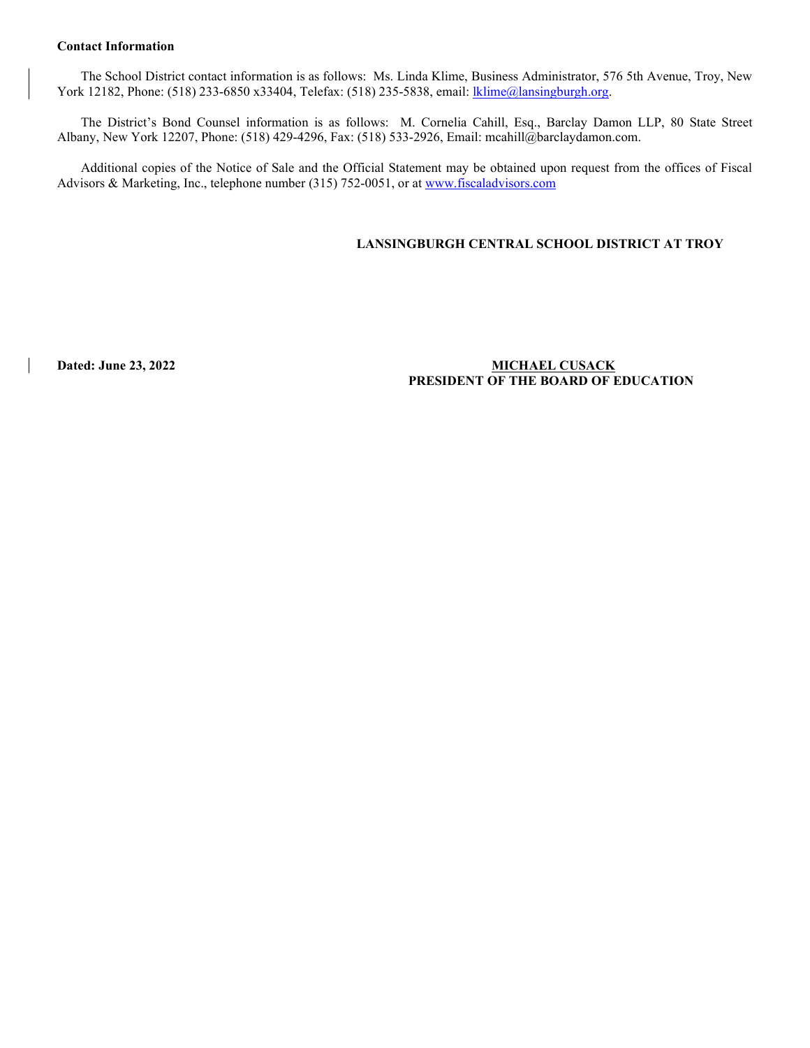**Contact Information**

The School District contact information is as follows: Ms. Linda Klime, Business Administrator, 576 5th Avenue, Troy, New York 12182, Phone: (518) 233-6850 x33404, Telefax: (518) 235-5838, email: lklime@lansingburgh.org.

The District's Bond Counsel information is as follows: M. Cornelia Cahill, Esq., Barclay Damon LLP, 80 State Street Albany, New York 12207, Phone: (518) 429-4296, Fax: (518) 533-2926, Email: mcahill@barclaydamon.com.

Additional copies of the Notice of Sale and the Official Statement may be obtained upon request from the offices of Fiscal Advisors & Marketing, Inc., telephone number (315) 752-0051, or at www.fiscaladvisors.com

**LANSINGBURGH CENTRAL SCHOOL DISTRICT AT TROY**

**Dated: June 23, 2022**

**MICHAEL CUSACK**
**PRESIDENT OF THE BOARD OF EDUCATION**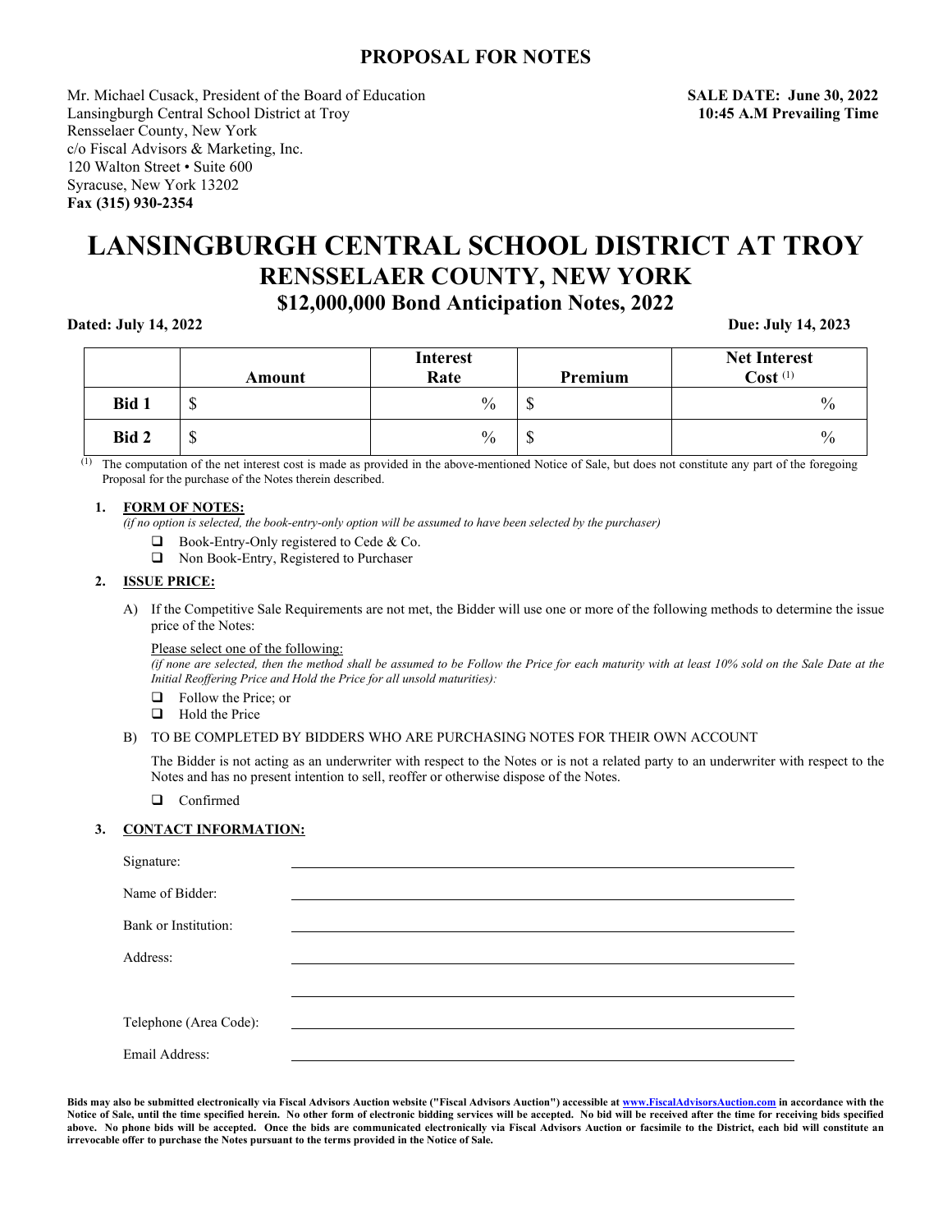## PROPOSAL FOR NOTES

Mr. Michael Cusack, President of the Board of Education
Lansingburgh Central School District at Troy
Rensselaer County, New York
c/o Fiscal Advisors & Marketing, Inc.
120 Walton Street • Suite 600
Syracuse, New York 13202
**Fax (315) 930-2354**

**SALE DATE: June 30, 2022**
**10:45 A.M Prevailing Time**

# LANSINGBURGH CENTRAL SCHOOL DISTRICT AT TROY

## RENSSELAER COUNTY, NEW YORK

### $12,000,000 Bond Anticipation Notes, 2022

**Dated: July 14, 2022** **Due: July 14, 2023**

| | Amount | Interest Rate | Premium | Net Interest Cost (1) |
|---|---|---|---|---|
| **Bid 1** | $ | % | $ | % |
| **Bid 2** | $ | % | $ | % |

(1) The computation of the net interest cost is made as provided in the above-mentioned Notice of Sale, but does not constitute any part of the foregoing Proposal for the purchase of the Notes therein described.

**1. FORM OF NOTES:**

*(if no option is selected, the book-entry-only option will be assumed to have been selected by the purchaser)*

- ☐ Book-Entry-Only registered to Cede & Co.
- ☐ Non Book-Entry, Registered to Purchaser

**2. ISSUE PRICE:**

A) If the Competitive Sale Requirements are not met, the Bidder will use one or more of the following methods to determine the issue price of the Notes:

Please select one of the following:
*(if none are selected, then the method shall be assumed to be Follow the Price for each maturity with at least 10% sold on the Sale Date at the Initial Reoffering Price and Hold the Price for all unsold maturities):*

- ☐ Follow the Price; or
- ☐ Hold the Price

B) TO BE COMPLETED BY BIDDERS WHO ARE PURCHASING NOTES FOR THEIR OWN ACCOUNT

The Bidder is not acting as an underwriter with respect to the Notes or is not a related party to an underwriter with respect to the Notes and has no present intention to sell, reoffer or otherwise dispose of the Notes.

- ☐ Confirmed

**3. CONTACT INFORMATION:**

Signature: ______________________________

Name of Bidder: ______________________________

Bank or Institution: ______________________________

Address: ______________________________

______________________________

Telephone (Area Code): ______________________________

Email Address: ______________________________

**Bids may also be submitted electronically via Fiscal Advisors Auction website ("Fiscal Advisors Auction") accessible at www.FiscalAdvisorsAuction.com in accordance with the Notice of Sale, until the time specified herein. No other form of electronic bidding services will be accepted. No bid will be received after the time for receiving bids specified above. No phone bids will be accepted. Once the bids are communicated electronically via Fiscal Advisors Auction or facsimile to the District, each bid will constitute an irrevocable offer to purchase the Notes pursuant to the terms provided in the Notice of Sale.**